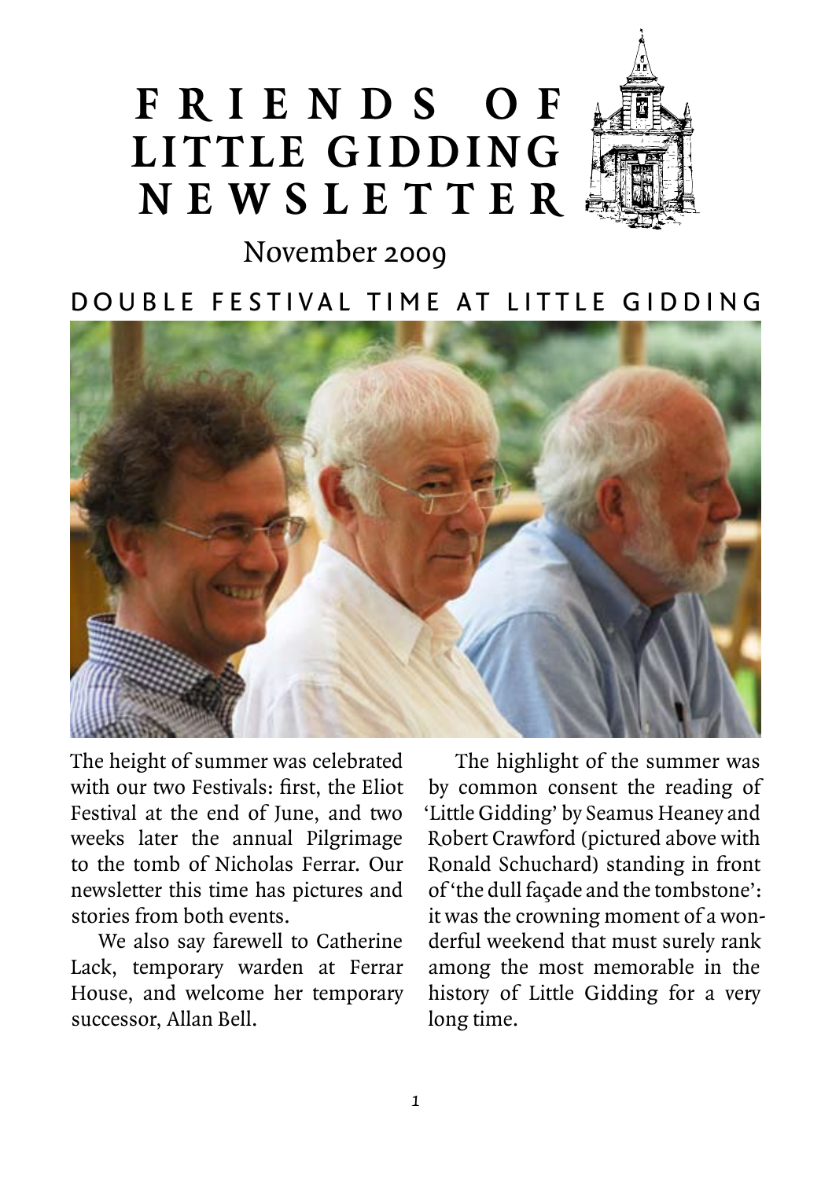# FRIENDS OF LITTLE GIDDING NEWSLETTER

November 2009

## DOUBLE FESTIVAL TIME AT LITTLE GIDDING

The height of summer was celebrated with our two Festivals: first, the Eliot Festival at the end of June, and two weeks later the annual Pilgrimage to the tomb of Nicholas Ferrar. Our newsletter this time has pictures and stories from both events.

We also say farewell to Catherine Lack, temporary warden at Ferrar House, and welcome her temporary successor, Allan Bell.

The highlight of the summer was by common consent the reading of 'Little Gidding' by Seamus Heaney and Robert Crawford (pictured above with Ronald Schuchard) standing in front of 'the dull façade and the tombstone': it was the crowning moment of a wonderful weekend that must surely rank among the most memorable in the history of Little Gidding for a very long time.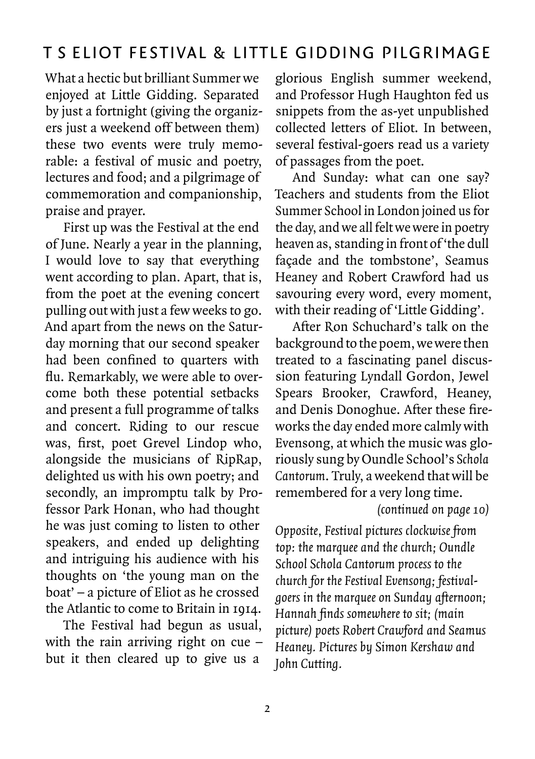## T S ELIOT FESTIVAL & LITTLE GIDDING PILGRIMAGE

What a hectic but brilliant Summer we enjoyed at Little Gidding. Separated by just a fortnight (giving the organizers just a weekend off between them) these two events were truly memorable: a festival of music and poetry, lectures and food; and a pilgrimage of commemoration and companionship, praise and prayer.

First up was the Festival at the end of June. Nearly a year in the planning, I would love to say that everything went according to plan. Apart, that is, from the poet at the evening concert pulling out with just a few weeks to go. And apart from the news on the Saturday morning that our second speaker had been confined to quarters with flu. Remarkably, we were able to overcome both these potential setbacks and present a full programme of talks and concert. Riding to our rescue was, first, poet Grevel Lindop who, alongside the musicians of RipRap, delighted us with his own poetry; and secondly, an impromptu talk by Professor Park Honan, who had thought he was just coming to listen to other speakers, and ended up delighting and intriguing his audience with his thoughts on 'the young man on the boat' – a picture of Eliot as he crossed the Atlantic to come to Britain in 1914.

The Festival had begun as usual, with the rain arriving right on cue – but it then cleared up to give us a glorious English summer weekend, and Professor Hugh Haughton fed us snippets from the as-yet unpublished collected letters of Eliot. In between, several festival-goers read us a variety of passages from the poet.

And Sunday: what can one say? Teachers and students from the Eliot Summer School in London joined us for the day, and we all felt we were in poetry heaven as, standing in front of 'the dull façade and the tombstone', Seamus Heaney and Robert Crawford had us savouring every word, every moment, with their reading of 'Little Gidding'.

After Ron Schuchard's talk on the background to the poem, we were then treated to a fascinating panel discussion featuring Lyndall Gordon, Jewel Spears Brooker, Crawford, Heaney, and Denis Donoghue. After these fireworks the day ended more calmly with Evensong, at which the music was gloriously sung by Oundle School's *Schola Cantorum*. Truly, a weekend that will be remembered for a very long time.

*(continued on page 10)*

*Opposite, Festival pictures clockwise from top: the marquee and the church; Oundle School Schola Cantorum process to the church for the Festival Evensong; festival-goers in the marquee on Sunday afternoon; Hannah finds somewhere to sit; (main picture) poets Robert Crawford and Seamus Heaney. Pictures by Simon Kershaw and John Cutting.*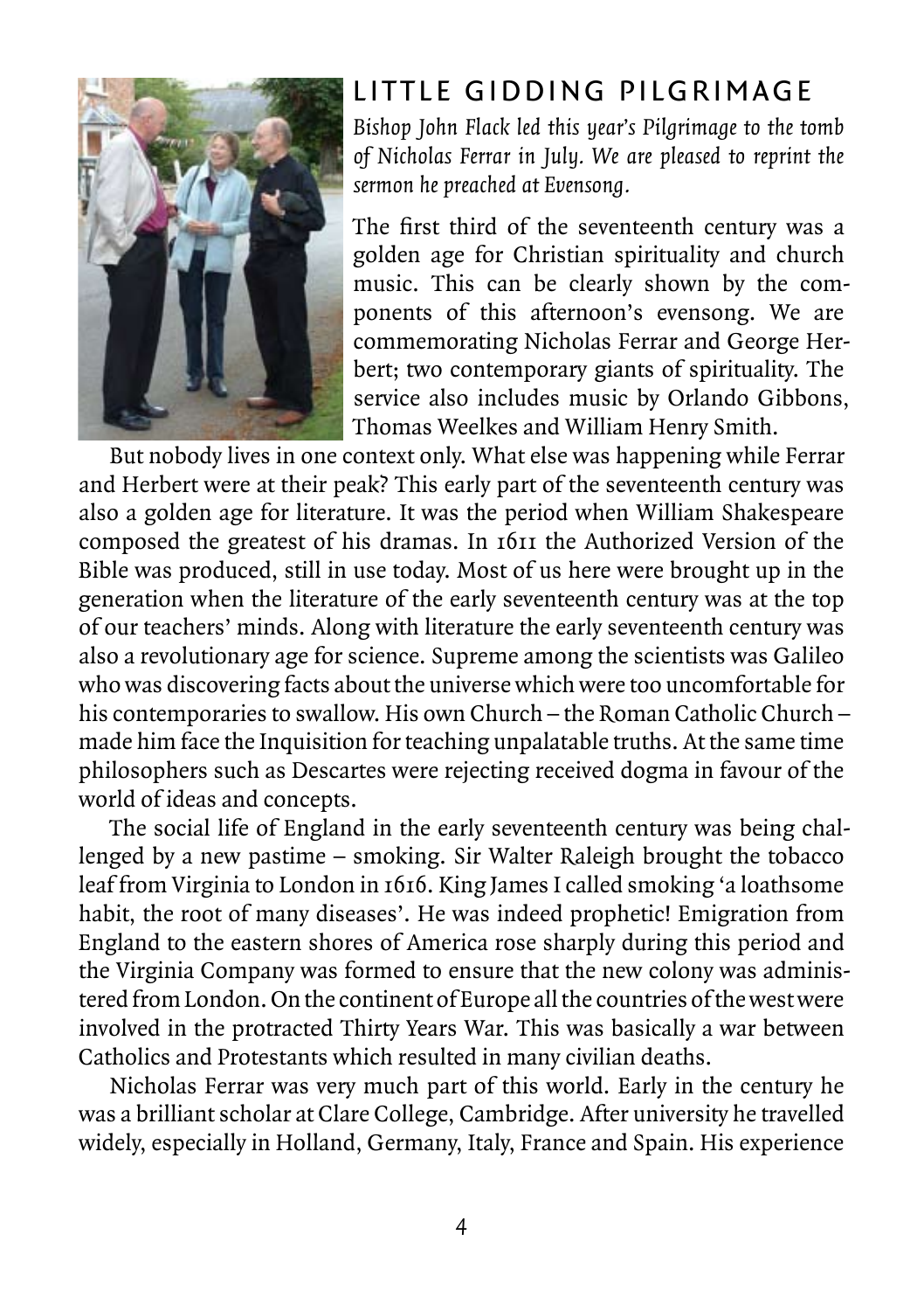## LITTLE GIDDING PILGRIMAGE

*Bishop John Flack led this year's Pilgrimage to the tomb of Nicholas Ferrar in July. We are pleased to reprint the sermon he preached at Evensong.*

The first third of the seventeenth century was a golden age for Christian spirituality and church music. This can be clearly shown by the components of this afternoon's evensong. We are commemorating Nicholas Ferrar and George Herbert; two contemporary giants of spirituality. The service also includes music by Orlando Gibbons, Thomas Weelkes and William Henry Smith.

But nobody lives in one context only. What else was happening while Ferrar and Herbert were at their peak? This early part of the seventeenth century was also a golden age for literature. It was the period when William Shakespeare composed the greatest of his dramas. In 1611 the Authorized Version of the Bible was produced, still in use today. Most of us here were brought up in the generation when the literature of the early seventeenth century was at the top of our teachers' minds. Along with literature the early seventeenth century was also a revolutionary age for science. Supreme among the scientists was Galileo who was discovering facts about the universe which were too uncomfortable for his contemporaries to swallow. His own Church – the Roman Catholic Church – made him face the Inquisition for teaching unpalatable truths. At the same time philosophers such as Descartes were rejecting received dogma in favour of the world of ideas and concepts.

The social life of England in the early seventeenth century was being challenged by a new pastime – smoking. Sir Walter Raleigh brought the tobacco leaf from Virginia to London in 1616. King James I called smoking 'a loathsome habit, the root of many diseases'. He was indeed prophetic! Emigration from England to the eastern shores of America rose sharply during this period and the Virginia Company was formed to ensure that the new colony was administered from London. On the continent of Europe all the countries of the west were involved in the protracted Thirty Years War. This was basically a war between Catholics and Protestants which resulted in many civilian deaths.

Nicholas Ferrar was very much part of this world. Early in the century he was a brilliant scholar at Clare College, Cambridge. After university he travelled widely, especially in Holland, Germany, Italy, France and Spain. His experience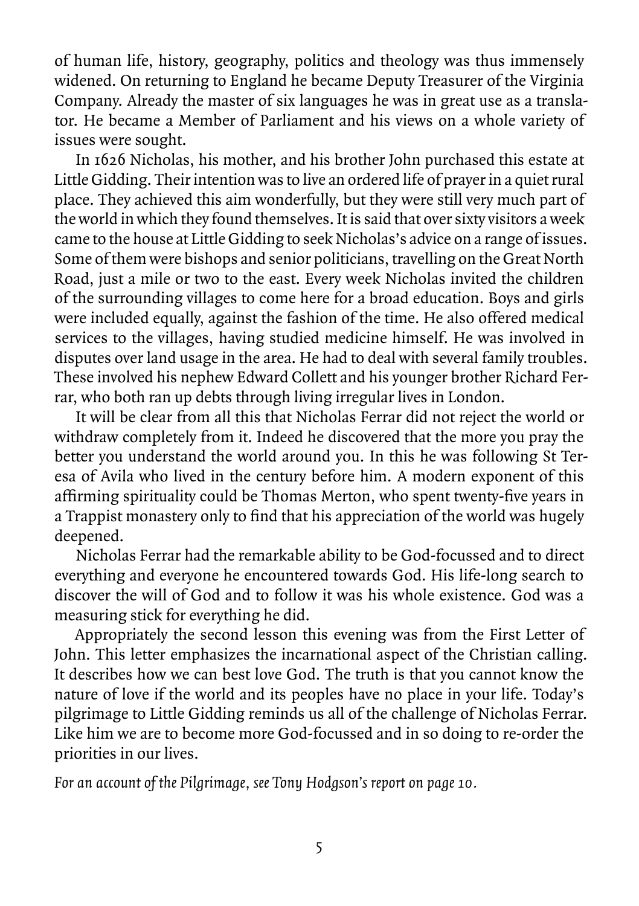of human life, history, geography, politics and theology was thus immensely widened. On returning to England he became Deputy Treasurer of the Virginia Company. Already the master of six languages he was in great use as a translator. He became a Member of Parliament and his views on a whole variety of issues were sought.

In 1626 Nicholas, his mother, and his brother John purchased this estate at Little Gidding. Their intention was to live an ordered life of prayer in a quiet rural place. They achieved this aim wonderfully, but they were still very much part of the world in which they found themselves. It is said that over sixty visitors a week came to the house at Little Gidding to seek Nicholas's advice on a range of issues. Some of them were bishops and senior politicians, travelling on the Great North Road, just a mile or two to the east. Every week Nicholas invited the children of the surrounding villages to come here for a broad education. Boys and girls were included equally, against the fashion of the time. He also offered medical services to the villages, having studied medicine himself. He was involved in disputes over land usage in the area. He had to deal with several family troubles. These involved his nephew Edward Collett and his younger brother Richard Ferrar, who both ran up debts through living irregular lives in London.

It will be clear from all this that Nicholas Ferrar did not reject the world or withdraw completely from it. Indeed he discovered that the more you pray the better you understand the world around you. In this he was following St Teresa of Avila who lived in the century before him. A modern exponent of this affirming spirituality could be Thomas Merton, who spent twenty-five years in a Trappist monastery only to find that his appreciation of the world was hugely deepened.

Nicholas Ferrar had the remarkable ability to be God-focussed and to direct everything and everyone he encountered towards God. His life-long search to discover the will of God and to follow it was his whole existence. God was a measuring stick for everything he did.

Appropriately the second lesson this evening was from the First Letter of John. This letter emphasizes the incarnational aspect of the Christian calling. It describes how we can best love God. The truth is that you cannot know the nature of love if the world and its peoples have no place in your life. Today's pilgrimage to Little Gidding reminds us all of the challenge of Nicholas Ferrar. Like him we are to become more God-focussed and in so doing to re-order the priorities in our lives.

*For an account of the Pilgrimage, see Tony Hodgson's report on page 10.*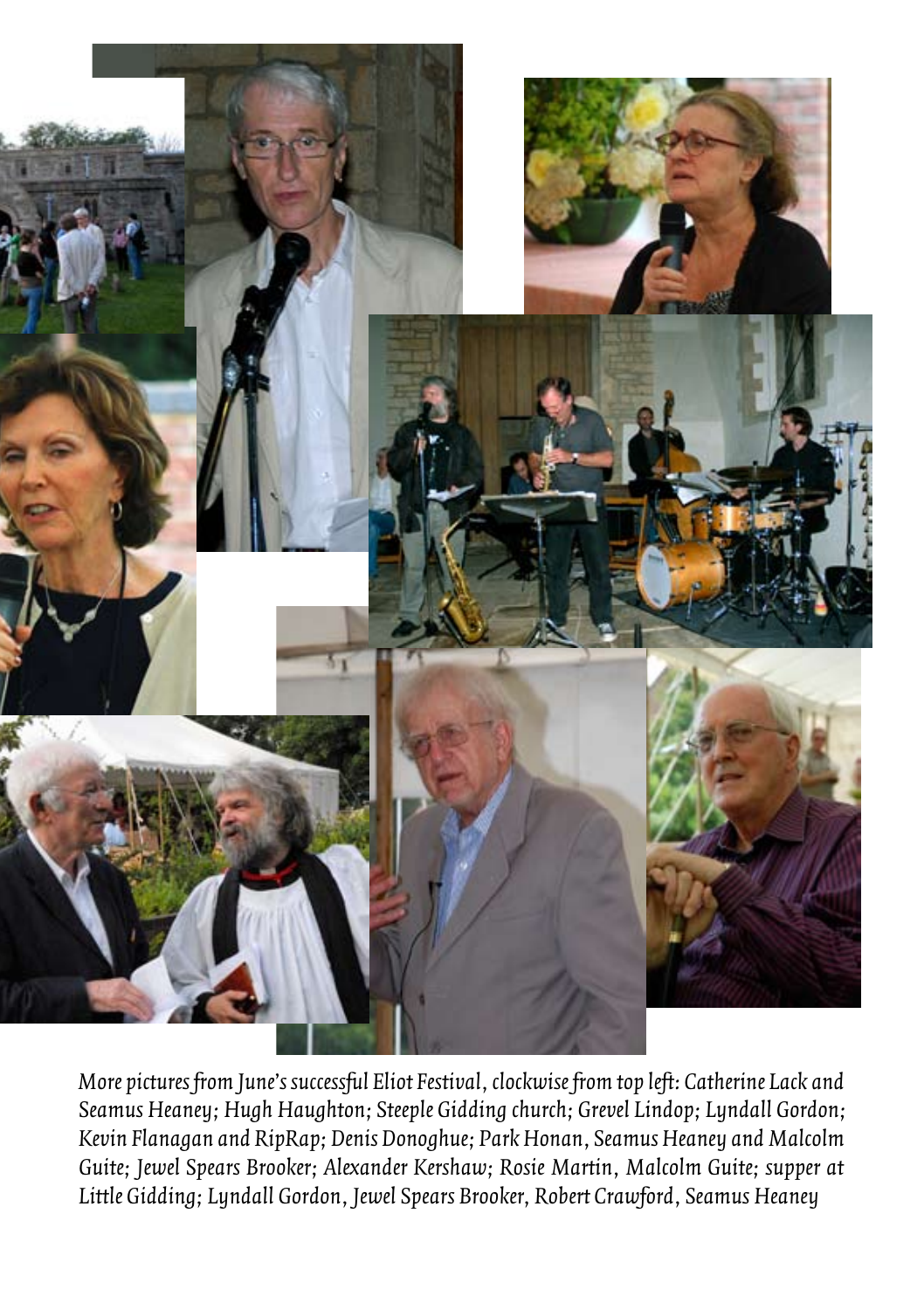*More pictures from June's successful Eliot Festival, clockwise from top left: Catherine Lack and Seamus Heaney; Hugh Haughton; Steeple Gidding church; Grevel Lindop; Lyndall Gordon; Kevin Flanagan and RipRap; Denis Donoghue; Park Honan, Seamus Heaney and Malcolm Guite; Jewel Spears Brooker; Alexander Kershaw; Rosie Martin, Malcolm Guite; supper at Little Gidding; Lyndall Gordon, Jewel Spears Brooker, Robert Crawford, Seamus Heaney*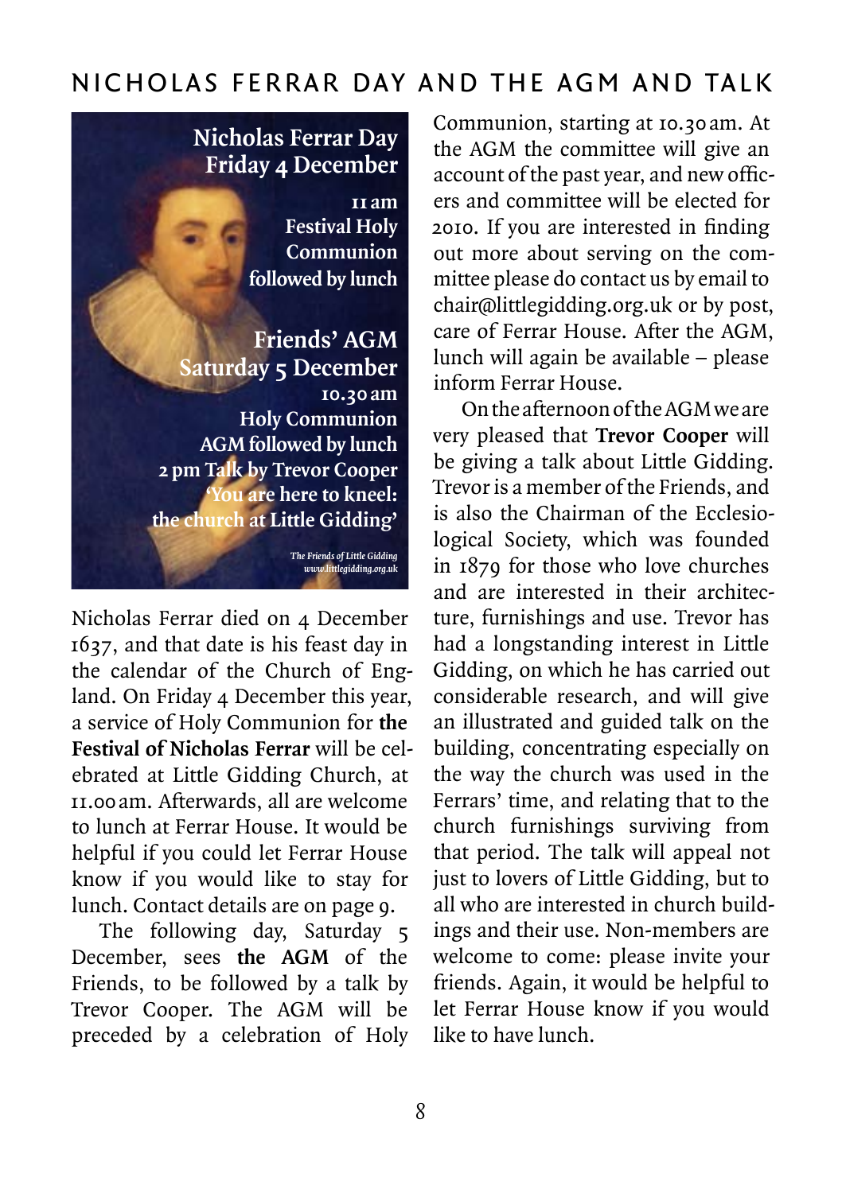## NICHOLAS FERRAR DAY AND THE AGM AND TALK

**Nicholas Ferrar Day**
**Friday 4 December**
**11 am**
**Festival Holy Communion followed by lunch**

**Friends' AGM**
**Saturday 5 December**
**10.30 am**
**Holy Communion**
**AGM followed by lunch**
**2 pm Talk by Trevor Cooper**
**'You are here to kneel: the church at Little Gidding'**

*The Friends of Little Gidding*
*www.littlegidding.org.uk*

Nicholas Ferrar died on 4 December 1637, and that date is his feast day in the calendar of the Church of England. On Friday 4 December this year, a service of Holy Communion for **the Festival of Nicholas Ferrar** will be celebrated at Little Gidding Church, at 11.00 am. Afterwards, all are welcome to lunch at Ferrar House. It would be helpful if you could let Ferrar House know if you would like to stay for lunch. Contact details are on page 9.

The following day, Saturday 5 December, sees **the AGM** of the Friends, to be followed by a talk by Trevor Cooper. The AGM will be preceded by a celebration of Holy Communion, starting at 10.30 am. At the AGM the committee will give an account of the past year, and new officers and committee will be elected for 2010. If you are interested in finding out more about serving on the committee please do contact us by email to chair@littlegidding.org.uk or by post, care of Ferrar House. After the AGM, lunch will again be available – please inform Ferrar House.

On the afternoon of the AGM we are very pleased that **Trevor Cooper** will be giving a talk about Little Gidding. Trevor is a member of the Friends, and is also the Chairman of the Ecclesiological Society, which was founded in 1879 for those who love churches and are interested in their architecture, furnishings and use. Trevor has had a longstanding interest in Little Gidding, on which he has carried out considerable research, and will give an illustrated and guided talk on the building, concentrating especially on the way the church was used in the Ferrars' time, and relating that to the church furnishings surviving from that period. The talk will appeal not just to lovers of Little Gidding, but to all who are interested in church buildings and their use. Non-members are welcome to come: please invite your friends. Again, it would be helpful to let Ferrar House know if you would like to have lunch.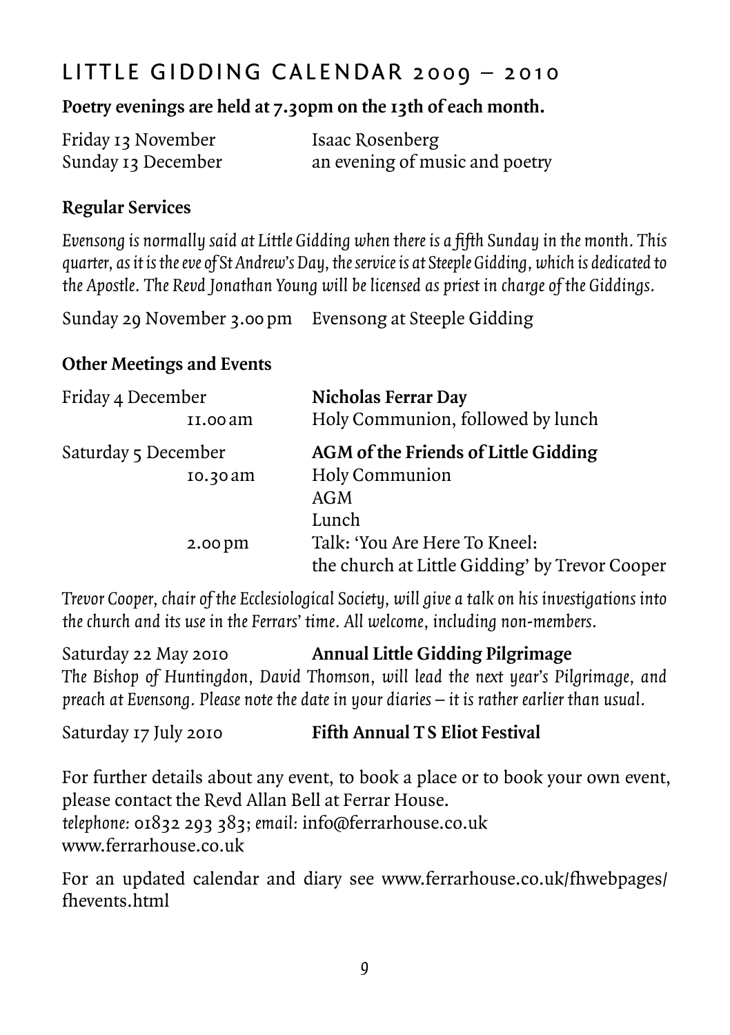# LITTLE GIDDING CALENDAR 2009 – 2010

**Poetry evenings are held at 7.30pm on the 13th of each month.**

| | |
|---|---|
| Friday 13 November | Isaac Rosenberg |
| Sunday 13 December | an evening of music and poetry |

### Regular Services

*Evensong is normally said at Little Gidding when there is a fifth Sunday in the month. This quarter, as it is the eve of St Andrew's Day, the service is at Steeple Gidding, which is dedicated to the Apostle. The Revd Jonathan Young will be licensed as priest in charge of the Giddings.*

Sunday 29 November 3.00 pm — Evensong at Steeple Gidding

### Other Meetings and Events

| | |
|---|---|
| Friday 4 December | **Nicholas Ferrar Day** |
| 11.00 am | Holy Communion, followed by lunch |
| Saturday 5 December | **AGM of the Friends of Little Gidding** |
| 10.30 am | Holy Communion |
| | AGM |
| | Lunch |
| 2.00 pm | Talk: 'You Are Here To Kneel: the church at Little Gidding' by Trevor Cooper |

*Trevor Cooper, chair of the Ecclesiological Society, will give a talk on his investigations into the church and its use in the Ferrars' time. All welcome, including non-members.*

Saturday 22 May 2010 — **Annual Little Gidding Pilgrimage**

*The Bishop of Huntingdon, David Thomson, will lead the next year's Pilgrimage, and preach at Evensong. Please note the date in your diaries – it is rather earlier than usual.*

Saturday 17 July 2010 — **Fifth Annual T S Eliot Festival**

For further details about any event, to book a place or to book your own event, please contact the Revd Allan Bell at Ferrar House.
*telephone:* 01832 293 383; *email:* info@ferrarhouse.co.uk
www.ferrarhouse.co.uk

For an updated calendar and diary see www.ferrarhouse.co.uk/fhwebpages/fhevents.html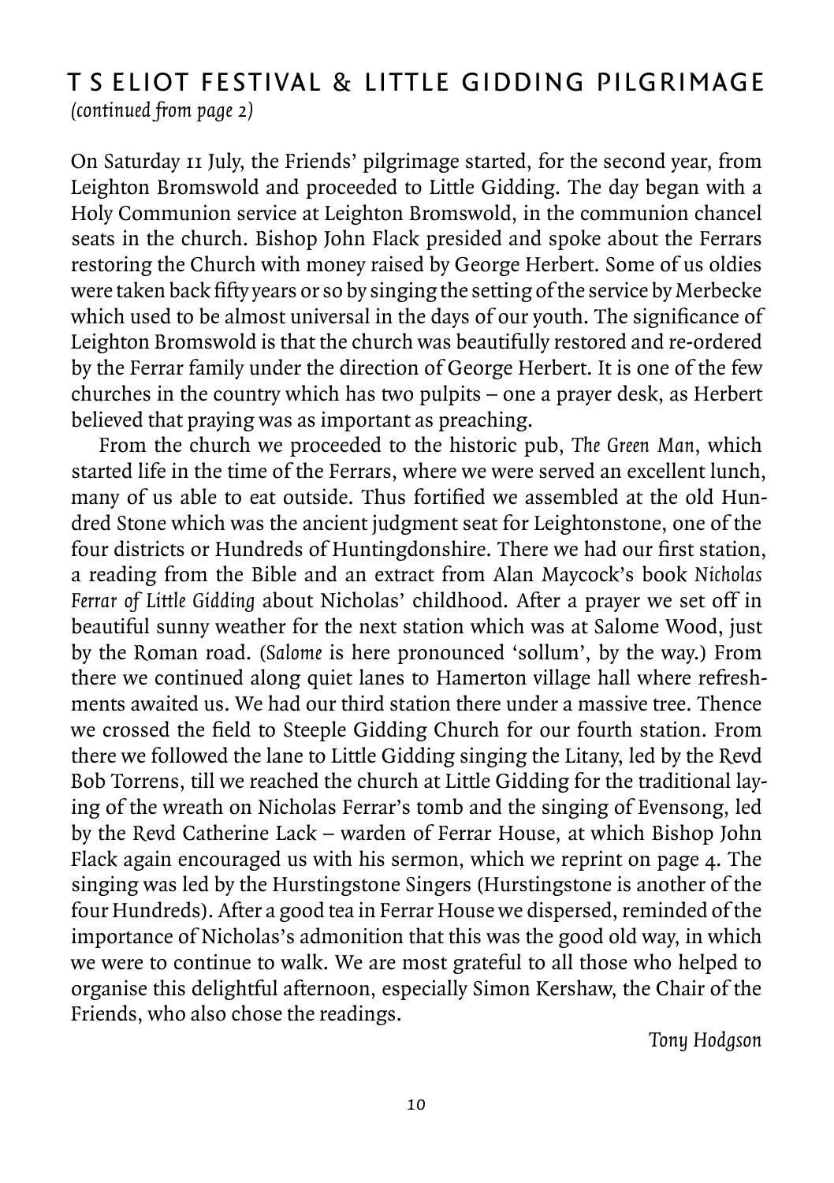## T S ELIOT FESTIVAL & LITTLE GIDDING PILGRIMAGE

*(continued from page 2)*

On Saturday 11 July, the Friends' pilgrimage started, for the second year, from Leighton Bromswold and proceeded to Little Gidding. The day began with a Holy Communion service at Leighton Bromswold, in the communion chancel seats in the church. Bishop John Flack presided and spoke about the Ferrars restoring the Church with money raised by George Herbert. Some of us oldies were taken back fifty years or so by singing the setting of the service by Merbecke which used to be almost universal in the days of our youth. The significance of Leighton Bromswold is that the church was beautifully restored and re-ordered by the Ferrar family under the direction of George Herbert. It is one of the few churches in the country which has two pulpits – one a prayer desk, as Herbert believed that praying was as important as preaching.

From the church we proceeded to the historic pub, *The Green Man*, which started life in the time of the Ferrars, where we were served an excellent lunch, many of us able to eat outside. Thus fortified we assembled at the old Hundred Stone which was the ancient judgment seat for Leightonstone, one of the four districts or Hundreds of Huntingdonshire. There we had our first station, a reading from the Bible and an extract from Alan Maycock's book *Nicholas Ferrar of Little Gidding* about Nicholas' childhood. After a prayer we set off in beautiful sunny weather for the next station which was at Salome Wood, just by the Roman road. (*Salome* is here pronounced 'sollum', by the way.) From there we continued along quiet lanes to Hamerton village hall where refreshments awaited us. We had our third station there under a massive tree. Thence we crossed the field to Steeple Gidding Church for our fourth station. From there we followed the lane to Little Gidding singing the Litany, led by the Revd Bob Torrens, till we reached the church at Little Gidding for the traditional laying of the wreath on Nicholas Ferrar's tomb and the singing of Evensong, led by the Revd Catherine Lack – warden of Ferrar House, at which Bishop John Flack again encouraged us with his sermon, which we reprint on page 4. The singing was led by the Hurstingstone Singers (Hurstingstone is another of the four Hundreds). After a good tea in Ferrar House we dispersed, reminded of the importance of Nicholas's admonition that this was the good old way, in which we were to continue to walk. We are most grateful to all those who helped to organise this delightful afternoon, especially Simon Kershaw, the Chair of the Friends, who also chose the readings.

*Tony Hodgson*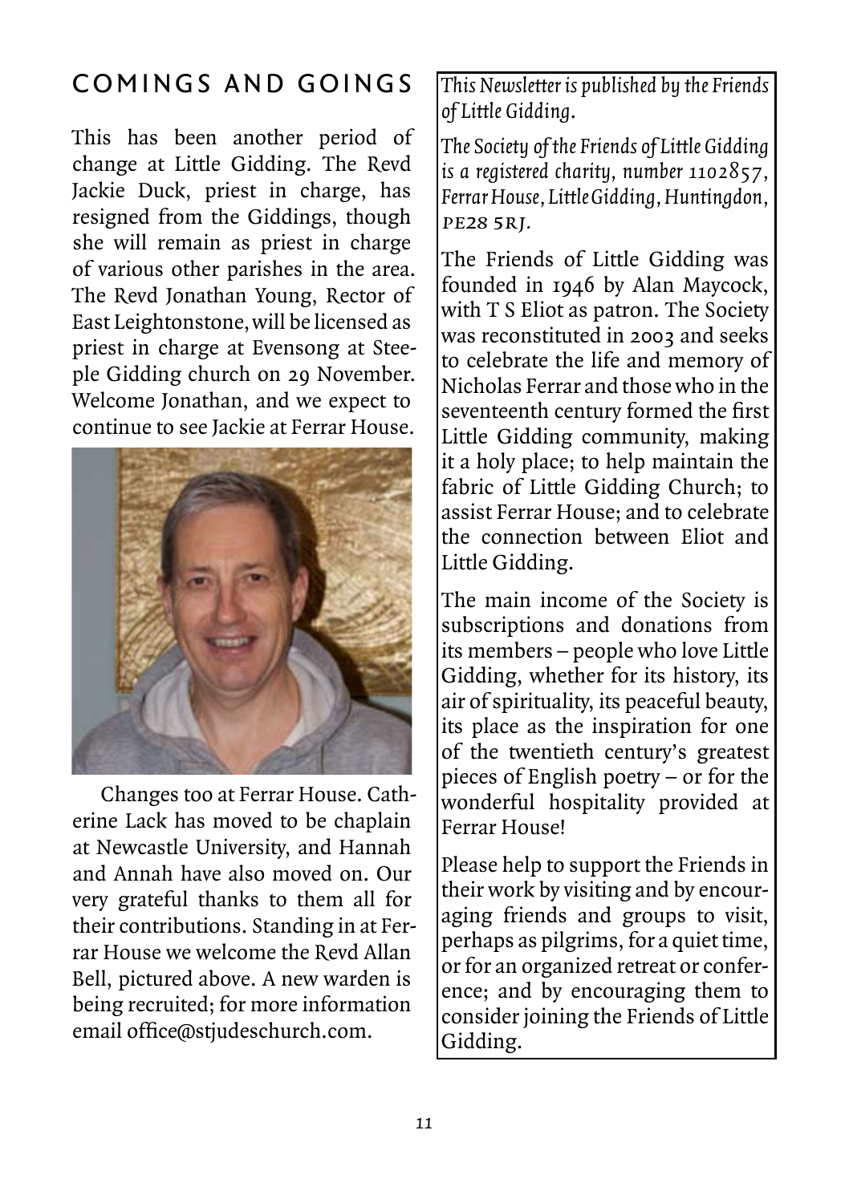## COMINGS AND GOINGS

This has been another period of change at Little Gidding. The Revd Jackie Duck, priest in charge, has resigned from the Giddings, though she will remain as priest in charge of various other parishes in the area. The Revd Jonathan Young, Rector of East Leightonstone, will be licensed as priest in charge at Evensong at Steeple Gidding church on 29 November. Welcome Jonathan, and we expect to continue to see Jackie at Ferrar House.

Changes too at Ferrar House. Catherine Lack has moved to be chaplain at Newcastle University, and Hannah and Annah have also moved on. Our very grateful thanks to them all for their contributions. Standing in at Ferrar House we welcome the Revd Allan Bell, pictured above. A new warden is being recruited; for more information email office@stjudeschurch.com.

*This Newsletter is published by the Friends of Little Gidding.*

*The Society of the Friends of Little Gidding is a registered charity, number 1102857, Ferrar House, Little Gidding, Huntingdon, PE28 5RJ.*

The Friends of Little Gidding was founded in 1946 by Alan Maycock, with T S Eliot as patron. The Society was reconstituted in 2003 and seeks to celebrate the life and memory of Nicholas Ferrar and those who in the seventeenth century formed the first Little Gidding community, making it a holy place; to help maintain the fabric of Little Gidding Church; to assist Ferrar House; and to celebrate the connection between Eliot and Little Gidding.

The main income of the Society is subscriptions and donations from its members – people who love Little Gidding, whether for its history, its air of spirituality, its peaceful beauty, its place as the inspiration for one of the twentieth century's greatest pieces of English poetry – or for the wonderful hospitality provided at Ferrar House!

Please help to support the Friends in their work by visiting and by encouraging friends and groups to visit, perhaps as pilgrims, for a quiet time, or for an organized retreat or conference; and by encouraging them to consider joining the Friends of Little Gidding.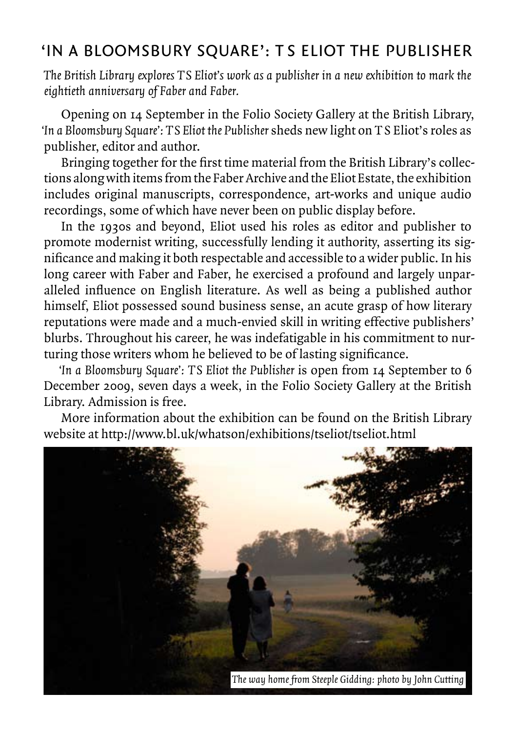## 'IN A BLOOMSBURY SQUARE': T S ELIOT THE PUBLISHER

*The British Library explores T S Eliot's work as a publisher in a new exhibition to mark the eightieth anniversary of Faber and Faber.*

Opening on 14 September in the Folio Society Gallery at the British Library, *'In a Bloomsbury Square': T S Eliot the Publisher* sheds new light on T S Eliot's roles as publisher, editor and author.

Bringing together for the first time material from the British Library's collections along with items from the Faber Archive and the Eliot Estate, the exhibition includes original manuscripts, correspondence, art-works and unique audio recordings, some of which have never been on public display before.

In the 1930s and beyond, Eliot used his roles as editor and publisher to promote modernist writing, successfully lending it authority, asserting its significance and making it both respectable and accessible to a wider public. In his long career with Faber and Faber, he exercised a profound and largely unparalleled influence on English literature. As well as being a published author himself, Eliot possessed sound business sense, an acute grasp of how literary reputations were made and a much-envied skill in writing effective publishers' blurbs. Throughout his career, he was indefatigable in his commitment to nurturing those writers whom he believed to be of lasting significance.

*'In a Bloomsbury Square': T S Eliot the Publisher* is open from 14 September to 6 December 2009, seven days a week, in the Folio Society Gallery at the British Library. Admission is free.

More information about the exhibition can be found on the British Library website at http://www.bl.uk/whatson/exhibitions/tseliot/tseliot.html

*The way home from Steeple Gidding: photo by John Cutting*